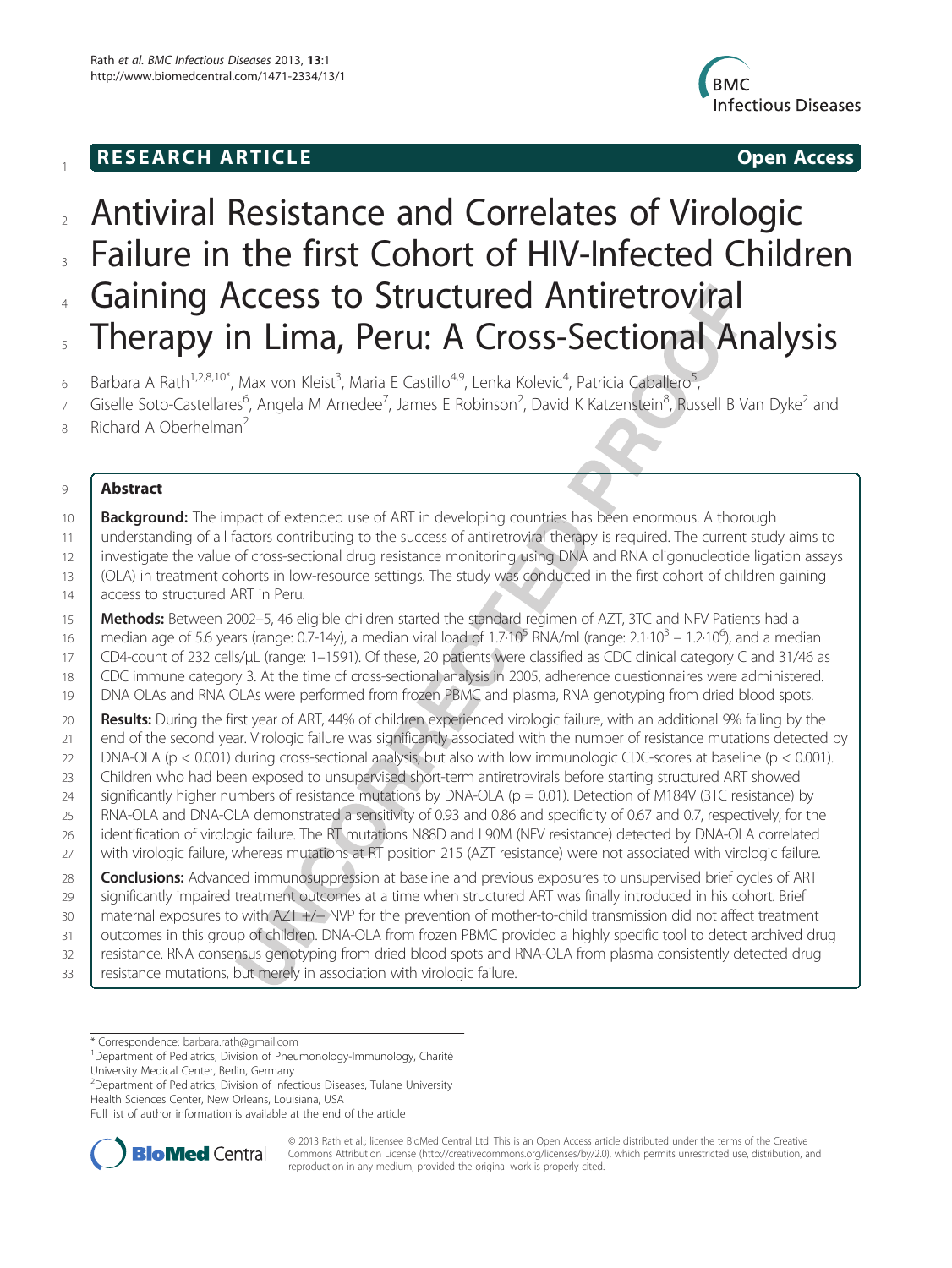## RESEARCH ARTICLE

Open Access

# Antiviral Resistance and Correlates of Virologic Failure in the first Cohort of HIV-Infected Children Gaining Access to Structured Antiretroviral Therapy in Lima, Peru: A Cross-Sectional Analysis

Barbara A Rath[1,2,8,10*], Max von Kleist[3], Maria E Castillo[4,9], Lenka Kolevic[4], Patricia Caballero[5], Giselle Soto-Castellares[6], Angela M Amedee[7], James E Robinson[2], David K Katzenstein[8], Russell B Van Dyke[2] and Richard A Oberhelman[2]

### Abstract

**Background:** The impact of extended use of ART in developing countries has been enormous. A thorough understanding of all factors contributing to the success of antiretroviral therapy is required. The current study aims to investigate the value of cross-sectional drug resistance monitoring using DNA and RNA oligonucleotide ligation assays (OLA) in treatment cohorts in low-resource settings. The study was conducted in the first cohort of children gaining access to structured ART in Peru.

**Methods:** Between 2002–5, 46 eligible children started the standard regimen of AZT, 3TC and NFV Patients had a median age of 5.6 years (range: 0.7-14y), a median viral load of $1.7{\cdot}10^5$ RNA/ml (range: $2.1{\cdot}10^3$ – $1.2{\cdot}10^6$), and a median CD4-count of 232 cells/μL (range: 1–1591). Of these, 20 patients were classified as CDC clinical category C and 31/46 as CDC immune category 3. At the time of cross-sectional analysis in 2005, adherence questionnaires were administered. DNA OLAs and RNA OLAs were performed from frozen PBMC and plasma, RNA genotyping from dried blood spots.

**Results:** During the first year of ART, 44% of children experienced virologic failure, with an additional 9% failing by the end of the second year. Virologic failure was significantly associated with the number of resistance mutations detected by DNA-OLA ($p < 0.001$) during cross-sectional analysis, but also with low immunologic CDC-scores at baseline ($p < 0.001$). Children who had been exposed to unsupervised short-term antiretrovirals before starting structured ART showed significantly higher numbers of resistance mutations by DNA-OLA ($p = 0.01$). Detection of M184V (3TC resistance) by RNA-OLA and DNA-OLA demonstrated a sensitivity of 0.93 and 0.86 and specificity of 0.67 and 0.7, respectively, for the identification of virologic failure. The RT mutations N88D and L90M (NFV resistance) detected by DNA-OLA correlated with virologic failure, whereas mutations at RT position 215 (AZT resistance) were not associated with virologic failure.

**Conclusions:** Advanced immunosuppression at baseline and previous exposures to unsupervised brief cycles of ART significantly impaired treatment outcomes at a time when structured ART was finally introduced in his cohort. Brief maternal exposures to with AZT +/− NVP for the prevention of mother-to-child transmission did not affect treatment outcomes in this group of children. DNA-OLA from frozen PBMC provided a highly specific tool to detect archived drug resistance. RNA consensus genotyping from dried blood spots and RNA-OLA from plasma consistently detected drug resistance mutations, but merely in association with virologic failure.

---

\* Correspondence: barbara.rath@gmail.com

[1]Department of Pediatrics, Division of Pneumonology-Immunology, Charité University Medical Center, Berlin, Germany

[2]Department of Pediatrics, Division of Infectious Diseases, Tulane University Health Sciences Center, New Orleans, Louisiana, USA

Full list of author information is available at the end of the article

© 2013 Rath et al.; licensee BioMed Central Ltd. This is an Open Access article distributed under the terms of the Creative Commons Attribution License (http://creativecommons.org/licenses/by/2.0), which permits unrestricted use, distribution, and reproduction in any medium, provided the original work is properly cited.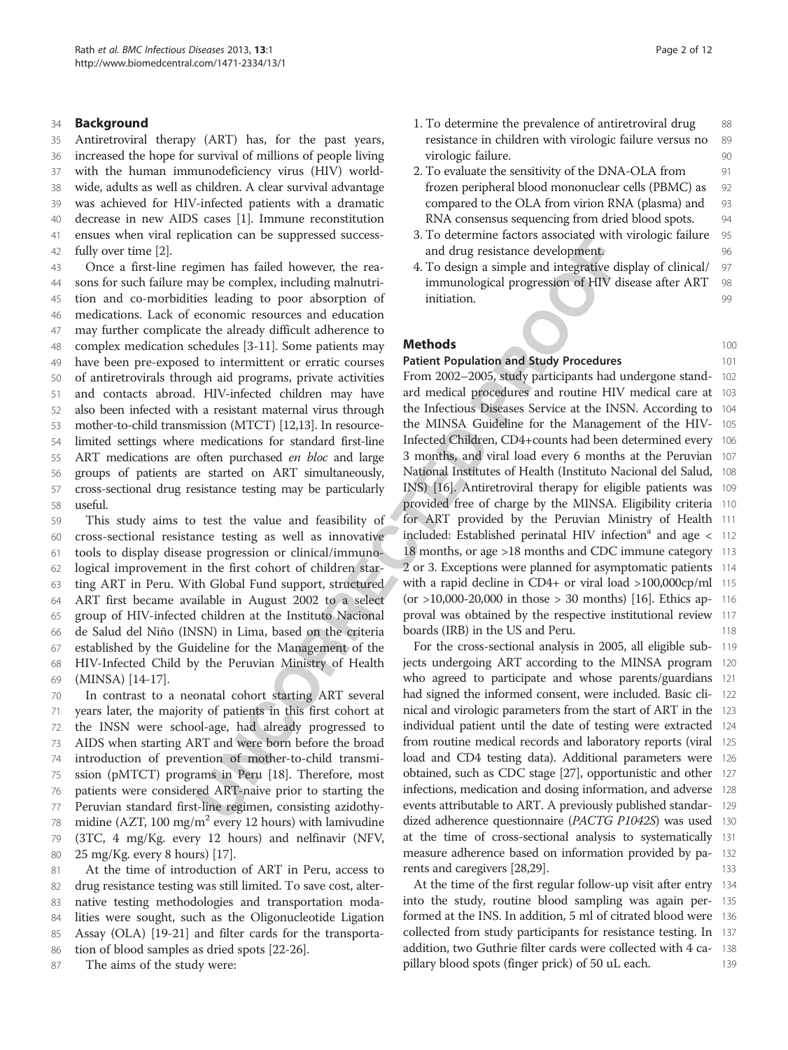## Background

Antiretroviral therapy (ART) has, for the past years, increased the hope for survival of millions of people living with the human immunodeficiency virus (HIV) worldwide, adults as well as children. A clear survival advantage was achieved for HIV-infected patients with a dramatic decrease in new AIDS cases [1]. Immune reconstitution ensues when viral replication can be suppressed successfully over time [2].

Once a first-line regimen has failed however, the reasons for such failure may be complex, including malnutrition and co-morbidities leading to poor absorption of medications. Lack of economic resources and education may further complicate the already difficult adherence to complex medication schedules [3-11]. Some patients may have been pre-exposed to intermittent or erratic courses of antiretrovirals through aid programs, private activities and contacts abroad. HIV-infected children may have also been infected with a resistant maternal virus through mother-to-child transmission (MTCT) [12,13]. In resource-limited settings where medications for standard first-line ART medications are often purchased *en bloc* and large groups of patients are started on ART simultaneously, cross-sectional drug resistance testing may be particularly useful.

This study aims to test the value and feasibility of cross-sectional resistance testing as well as innovative tools to display disease progression or clinical/immunological improvement in the first cohort of children starting ART in Peru. With Global Fund support, structured ART first became available in August 2002 to a select group of HIV-infected children at the Instituto Nacional de Salud del Niño (INSN) in Lima, based on the criteria established by the Guideline for the Management of the HIV-Infected Child by the Peruvian Ministry of Health (MINSA) [14-17].

In contrast to a neonatal cohort starting ART several years later, the majority of patients in this first cohort at the INSN were school-age, had already progressed to AIDS when starting ART and were born before the broad introduction of prevention of mother-to-child transmission (pMTCT) programs in Peru [18]. Therefore, most patients were considered ART-naive prior to starting the Peruvian standard first-line regimen, consisting azidothymidine (AZT, 100 mg/m$^2$ every 12 hours) with lamivudine (3TC, 4 mg/Kg. every 12 hours) and nelfinavir (NFV, 25 mg/Kg. every 8 hours) [17].

At the time of introduction of ART in Peru, access to drug resistance testing was still limited. To save cost, alternative testing methodologies and transportation modalities were sought, such as the Oligonucleotide Ligation Assay (OLA) [19-21] and filter cards for the transportation of blood samples as dried spots [22-26].

The aims of the study were:

1. To determine the prevalence of antiretroviral drug resistance in children with virologic failure versus no virologic failure.
2. To evaluate the sensitivity of the DNA-OLA from frozen peripheral blood mononuclear cells (PBMC) as compared to the OLA from virion RNA (plasma) and RNA consensus sequencing from dried blood spots.
3. To determine factors associated with virologic failure and drug resistance development.
4. To design a simple and integrative display of clinical/immunological progression of HIV disease after ART initiation.

## Methods

### Patient Population and Study Procedures

From 2002–2005, study participants had undergone standard medical procedures and routine HIV medical care at the Infectious Diseases Service at the INSN. According to the MINSA Guideline for the Management of the HIV-Infected Children, CD4+counts had been determined every 3 months, and viral load every 6 months at the Peruvian National Institutes of Health (Instituto Nacional del Salud, INS) [16]. Antiretroviral therapy for eligible patients was provided free of charge by the MINSA. Eligibility criteria for ART provided by the Peruvian Ministry of Health included: Established perinatal HIV infection[a] and age < 18 months, or age >18 months and CDC immune category 2 or 3. Exceptions were planned for asymptomatic patients with a rapid decline in CD4+ or viral load >100,000cp/ml (or >10,000-20,000 in those > 30 months) [16]. Ethics approval was obtained by the respective institutional review boards (IRB) in the US and Peru.

For the cross-sectional analysis in 2005, all eligible subjects undergoing ART according to the MINSA program who agreed to participate and whose parents/guardians had signed the informed consent, were included. Basic clinical and virologic parameters from the start of ART in the individual patient until the date of testing were extracted from routine medical records and laboratory reports (viral load and CD4 testing data). Additional parameters were obtained, such as CDC stage [27], opportunistic and other infections, medication and dosing information, and adverse events attributable to ART. A previously published standardized adherence questionnaire (*PACTG P1042S*) was used at the time of cross-sectional analysis to systematically measure adherence based on information provided by parents and caregivers [28,29].

At the time of the first regular follow-up visit after entry into the study, routine blood sampling was again performed at the INS. In addition, 5 ml of citrated blood were collected from study participants for resistance testing. In addition, two Guthrie filter cards were collected with 4 capillary blood spots (finger prick) of 50 uL each.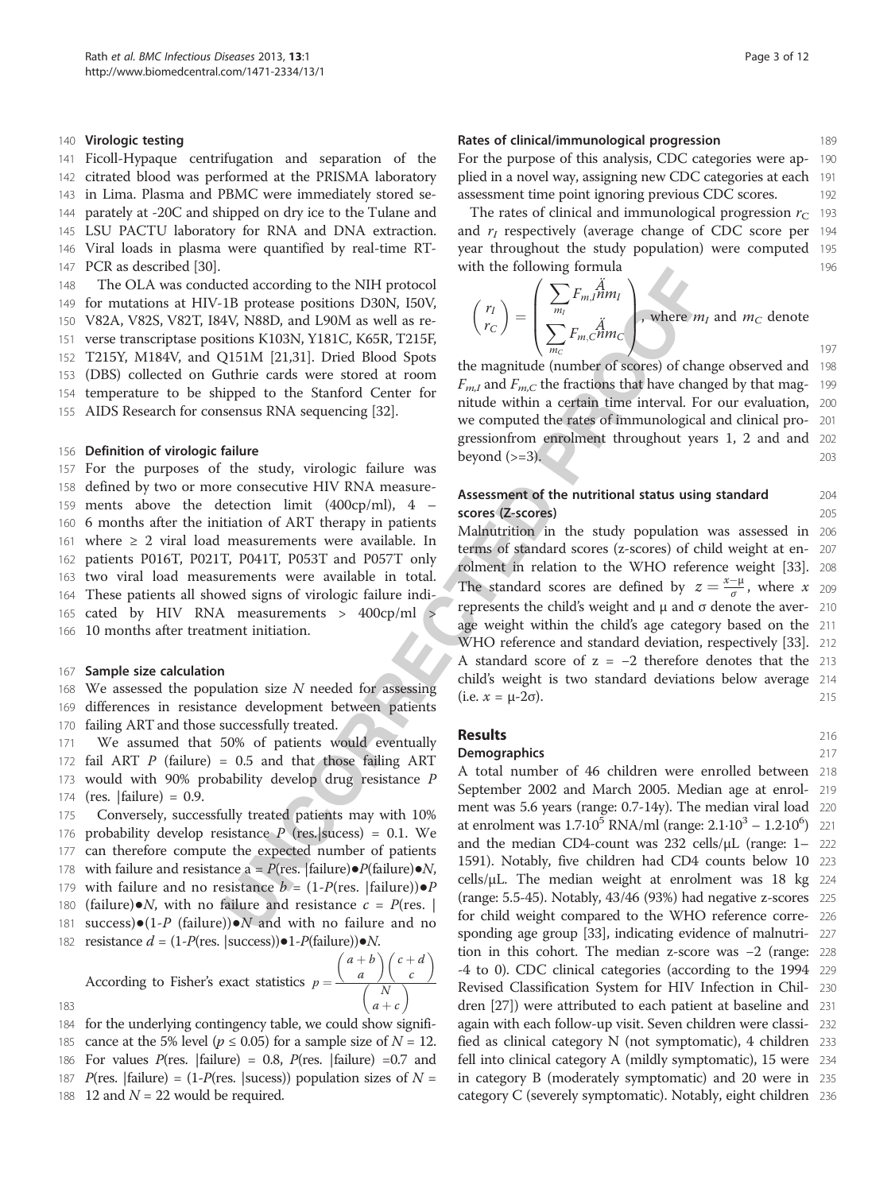### Virologic testing

Ficoll-Hypaque centrifugation and separation of the citrated blood was performed at the PRISMA laboratory in Lima. Plasma and PBMC were immediately stored separately at -20C and shipped on dry ice to the Tulane and LSU PACTU laboratory for RNA and DNA extraction. Viral loads in plasma were quantified by real-time RT-PCR as described [30].

The OLA was conducted according to the NIH protocol for mutations at HIV-1B protease positions D30N, I50V, V82A, V82S, V82T, I84V, N88D, and L90M as well as reverse transcriptase positions K103N, Y181C, K65R, T215F, T215Y, M184V, and Q151M [21,31]. Dried Blood Spots (DBS) collected on Guthrie cards were stored at room temperature to be shipped to the Stanford Center for AIDS Research for consensus RNA sequencing [32].

### Definition of virologic failure

For the purposes of the study, virologic failure was defined by two or more consecutive HIV RNA measurements above the detection limit (400cp/ml), 4 – 6 months after the initiation of ART therapy in patients where ≥ 2 viral load measurements were available. In patients P016T, P021T, P041T, P053T and P057T only two viral load measurements were available in total. These patients all showed signs of virologic failure indicated by HIV RNA measurements > 400cp/ml > 10 months after treatment initiation.

### Sample size calculation

We assessed the population size $N$ needed for assessing differences in resistance development between patients failing ART and those successfully treated.

We assumed that 50% of patients would eventually fail ART $P$ (failure) = 0.5 and that those failing ART would with 90% probability develop drug resistance $P$ (res. |failure) = 0.9.

Conversely, successfully treated patients may with 10% probability develop resistance $P$ (res.|sucess) = 0.1. We can therefore compute the expected number of patients with failure and resistance $a = P(\text{res. }|\text{failure})\bullet P(\text{failure})\bullet N$, with failure and no resistance $b = (1\text{-}P(\text{res. }|\text{failure}))\bullet P(\text{failure})\bullet N$, with no failure and resistance $c = P(\text{res. }|\text{ success})\bullet(1\text{-}P\text{ (failure)})\bullet N$ and with no failure and no resistance $d = (1\text{-}P(\text{res. }|\text{success}))\bullet 1\text{-}P(\text{failure}))\bullet N$.

According to Fisher's exact statistics $p = \frac{\binom{a+b}{a}\binom{c+d}{c}}{\binom{N}{a+c}}$

for the underlying contingency table, we could show significance at the 5% level ($p \leq 0.05$) for a sample size of $N = 12$. For values $P$(res. |failure) = 0.8, $P$(res. |failure) =0.7 and $P$(res. |failure) = (1-$P$(res. |sucess)) population sizes of $N$ = 12 and $N$ = 22 would be required.

### Rates of clinical/immunological progression

For the purpose of this analysis, CDC categories were applied in a novel way, assigning new CDC categories at each assessment time point ignoring previous CDC scores.

The rates of clinical and immunological progression $r_C$ and $r_I$ respectively (average change of CDC score per year throughout the study population) were computed with the following formula

$$\begin{pmatrix} r_I \\ r_C \end{pmatrix} = \begin{pmatrix} \sum_{m_I} F_{m,I} \ddot{A} m_I \\ \sum_{m_C} F_{m,C} \ddot{A} m_C \end{pmatrix}$$, where $m_I$ and $m_C$ denote

the magnitude (number of scores) of change observed and $F_{m,I}$ and $F_{m,C}$ the fractions that have changed by that magnitude within a certain time interval. For our evaluation, we computed the rates of immunological and clinical progressionfrom enrolment throughout years 1, 2 and and beyond (>=3).

### Assessment of the nutritional status using standard scores (Z-scores)

Malnutrition in the study population was assessed in terms of standard scores (z-scores) of child weight at enrolment in relation to the WHO reference weight [33]. The standard scores are defined by $z = \frac{x-\mu}{\sigma}$, where $x$ represents the child's weight and μ and σ denote the average weight within the child's age category based on the WHO reference and standard deviation, respectively [33]. A standard score of z = −2 therefore denotes that the child's weight is two standard deviations below average (i.e. $x = \mu\text{-}2\sigma$).

## Results

### Demographics

A total number of 46 children were enrolled between September 2002 and March 2005. Median age at enrolment was 5.6 years (range: 0.7-14y). The median viral load at enrolment was $1.7{\cdot}10^5$ RNA/ml (range: $2.1{\cdot}10^3$ – $1.2{\cdot}10^6$) and the median CD4-count was 232 cells/μL (range: 1–1591). Notably, five children had CD4 counts below 10 cells/μL. The median weight at enrolment was 18 kg (range: 5.5-45). Notably, 43/46 (93%) had negative z-scores for child weight compared to the WHO reference corresponding age group [33], indicating evidence of malnutrition in this cohort. The median z-score was −2 (range: -4 to 0). CDC clinical categories (according to the 1994 Revised Classification System for HIV Infection in Children [27]) were attributed to each patient at baseline and again with each follow-up visit. Seven children were classified as clinical category N (not symptomatic), 4 children fell into clinical category A (mildly symptomatic), 15 were in category B (moderately symptomatic) and 20 were in category C (severely symptomatic). Notably, eight children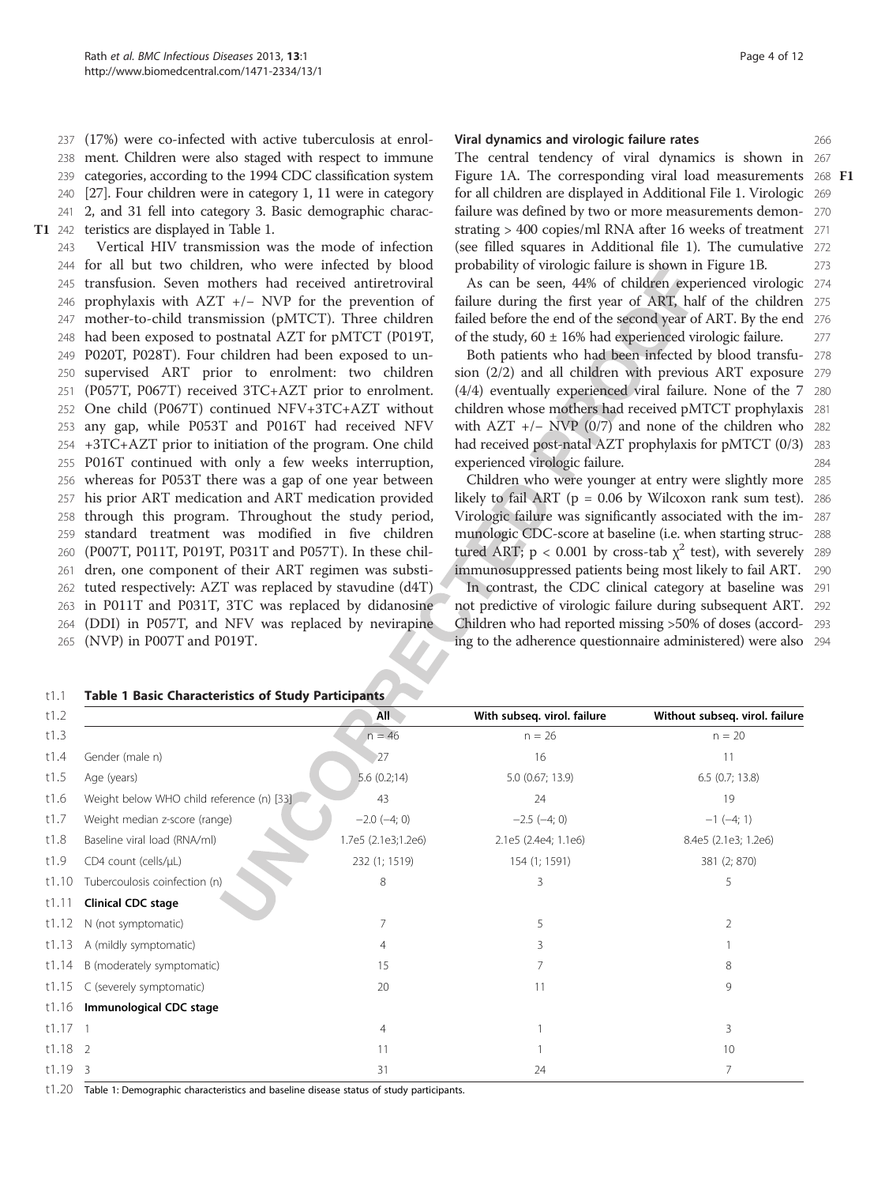(17%) were co-infected with active tuberculosis at enrolment. Children were also staged with respect to immune categories, according to the 1994 CDC classification system [27]. Four children were in category 1, 11 were in category 2, and 31 fell into category 3. Basic demographic characteristics are displayed in Table 1.

Vertical HIV transmission was the mode of infection for all but two children, who were infected by blood transfusion. Seven mothers had received antiretroviral prophylaxis with AZT +/− NVP for the prevention of mother-to-child transmission (pMTCT). Three children had been exposed to postnatal AZT for pMTCT (P019T, P020T, P028T). Four children had been exposed to unsupervised ART prior to enrolment: two children (P057T, P067T) received 3TC+AZT prior to enrolment. One child (P067T) continued NFV+3TC+AZT without any gap, while P053T and P016T had received NFV +3TC+AZT prior to initiation of the program. One child P016T continued with only a few weeks interruption, whereas for P053T there was a gap of one year between his prior ART medication and ART medication provided through this program. Throughout the study period, standard treatment was modified in five children (P007T, P011T, P019T, P031T and P057T). In these children, one component of their ART regimen was substituted respectively: AZT was replaced by stavudine (d4T) in P011T and P031T, 3TC was replaced by didanosine (DDI) in P057T, and NFV was replaced by nevirapine (NVP) in P007T and P019T.

### Viral dynamics and virologic failure rates

The central tendency of viral dynamics is shown in Figure 1A. The corresponding viral load measurements for all children are displayed in Additional File 1. Virologic failure was defined by two or more measurements demonstrating > 400 copies/ml RNA after 16 weeks of treatment (see filled squares in Additional file 1). The cumulative probability of virologic failure is shown in Figure 1B.

As can be seen, 44% of children experienced virologic failure during the first year of ART, half of the children failed before the end of the second year of ART. By the end of the study, 60 ± 16% had experienced virologic failure.

Both patients who had been infected by blood transfusion (2/2) and all children with previous ART exposure (4/4) eventually experienced viral failure. None of the 7 children whose mothers had received pMTCT prophylaxis with AZT +/− NVP (0/7) and none of the children who had received post-natal AZT prophylaxis for pMTCT (0/3) experienced virologic failure.

Children who were younger at entry were slightly more likely to fail ART ($p = 0.06$ by Wilcoxon rank sum test). Virologic failure was significantly associated with the immunologic CDC-score at baseline (i.e. when starting structured ART; $p < 0.001$ by cross-tab $\chi^2$ test), with severely immunosuppressed patients being most likely to fail ART.

In contrast, the CDC clinical category at baseline was not predictive of virologic failure during subsequent ART. Children who had reported missing >50% of doses (according to the adherence questionnaire administered) were also

**Table 1 Basic Characteristics of Study Participants**

| | All | With subseq. virol. failure | Without subseq. virol. failure |
|---|---|---|---|
| | n = 46 | n = 26 | n = 20 |
| Gender (male n) | 27 | 16 | 11 |
| Age (years) | 5.6 (0.2;14) | 5.0 (0.67; 13.9) | 6.5 (0.7; 13.8) |
| Weight below WHO child reference (n) [33] | 43 | 24 | 19 |
| Weight median z-score (range) | −2.0 (−4; 0) | −2.5 (−4; 0) | −1 (−4; 1) |
| Baseline viral load (RNA/ml) | 1.7e5 (2.1e3;1.2e6) | 2.1e5 (2.4e4; 1.1e6) | 8.4e5 (2.1e3; 1.2e6) |
| CD4 count (cells/μL) | 232 (1; 1519) | 154 (1; 1591) | 381 (2; 870) |
| Tubercoulosis coinfection (n) | 8 | 3 | 5 |
| **Clinical CDC stage** | | | |
| N (not symptomatic) | 7 | 5 | 2 |
| A (mildly symptomatic) | 4 | 3 | 1 |
| B (moderately symptomatic) | 15 | 7 | 8 |
| C (severely symptomatic) | 20 | 11 | 9 |
| **Immunological CDC stage** | | | |
| 1 | 4 | 1 | 3 |
| 2 | 11 | 1 | 10 |
| 3 | 31 | 24 | 7 |

Table 1: Demographic characteristics and baseline disease status of study participants.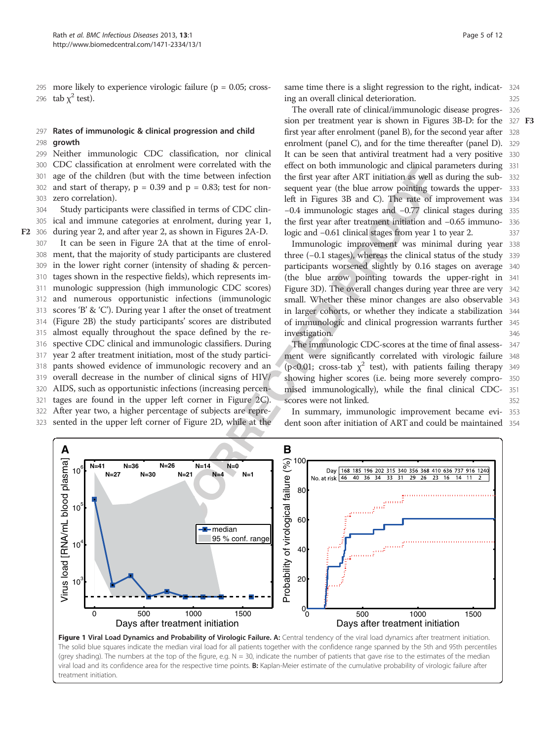more likely to experience virologic failure (p = 0.05; cross-tab $\chi^2$ test).

### Rates of immunologic & clinical progression and child growth

Neither immunologic CDC classification, nor clinical CDC classification at enrolment were correlated with the age of the children (but with the time between infection and start of therapy, p = 0.39 and p = 0.83; test for non-zero correlation).

Study participants were classified in terms of CDC clinical and immune categories at enrolment, during year 1, during year 2, and after year 2, as shown in Figures 2A-D.

It can be seen in Figure 2A that at the time of enrolment, that the majority of study participants are clustered in the lower right corner (intensity of shading & percentages shown in the respective fields), which represents immunologic suppression (high immunologic CDC scores) and numerous opportunistic infections (immunologic scores 'B' & 'C'). During year 1 after the onset of treatment (Figure 2B) the study participants' scores are distributed almost equally throughout the space defined by the respective CDC clinical and immunologic classifiers. During year 2 after treatment initiation, most of the study participants showed evidence of immunologic recovery and an overall decrease in the number of clinical signs of HIV/AIDS, such as opportunistic infections (increasing percentages are found in the upper left corner in Figure 2C). After year two, a higher percentage of subjects are represented in the upper left corner of Figure 2D, while at the same time there is a slight regression to the right, indicating an overall clinical deterioration.

The overall rate of clinical/immunologic disease progression per treatment year is shown in Figures 3B-D: for the first year after enrolment (panel B), for the second year after enrolment (panel C), and for the time thereafter (panel D). It can be seen that antiviral treatment had a very positive effect on both immunologic and clinical parameters during the first year after ART initiation as well as during the subsequent year (the blue arrow pointing towards the upper-left in Figures 3B and C). The rate of improvement was −0.4 immunologic stages and −0.77 clinical stages during the first year after treatment initiation and −0.65 immunologic and −0.61 clinical stages from year 1 to year 2.

Immunologic improvement was minimal during year three (−0.1 stages), whereas the clinical status of the study participants worsened slightly by 0.16 stages on average (the blue arrow pointing towards the upper-right in Figure 3D). The overall changes during year three are very small. Whether these minor changes are also observable in larger cohorts, or whether they indicate a stabilization of immunologic and clinical progression warrants further investigation.

The immunologic CDC-scores at the time of final assessment were significantly correlated with virologic failure ($p<0.01$; cross-tab $\chi^2$ test), with patients failing therapy showing higher scores (i.e. being more severely compromised immunologically), while the final clinical CDC-scores were not linked.

In summary, immunologic improvement became evident soon after initiation of ART and could be maintained

**Figure 1 Viral Load Dynamics and Probability of Virologic Failure. A:** Central tendency of the viral load dynamics after treatment initiation. The solid blue squares indicate the median viral load for all patients together with the confidence range spanned by the 5th and 95th percentiles (grey shading). The numbers at the top of the figure, e.g. N = 30, indicate the number of patients that gave rise to the estimates of the median viral load and its confidence area for the respective time points. **B:** Kaplan-Meier estimate of the cumulative probability of virologic failure after treatment initiation.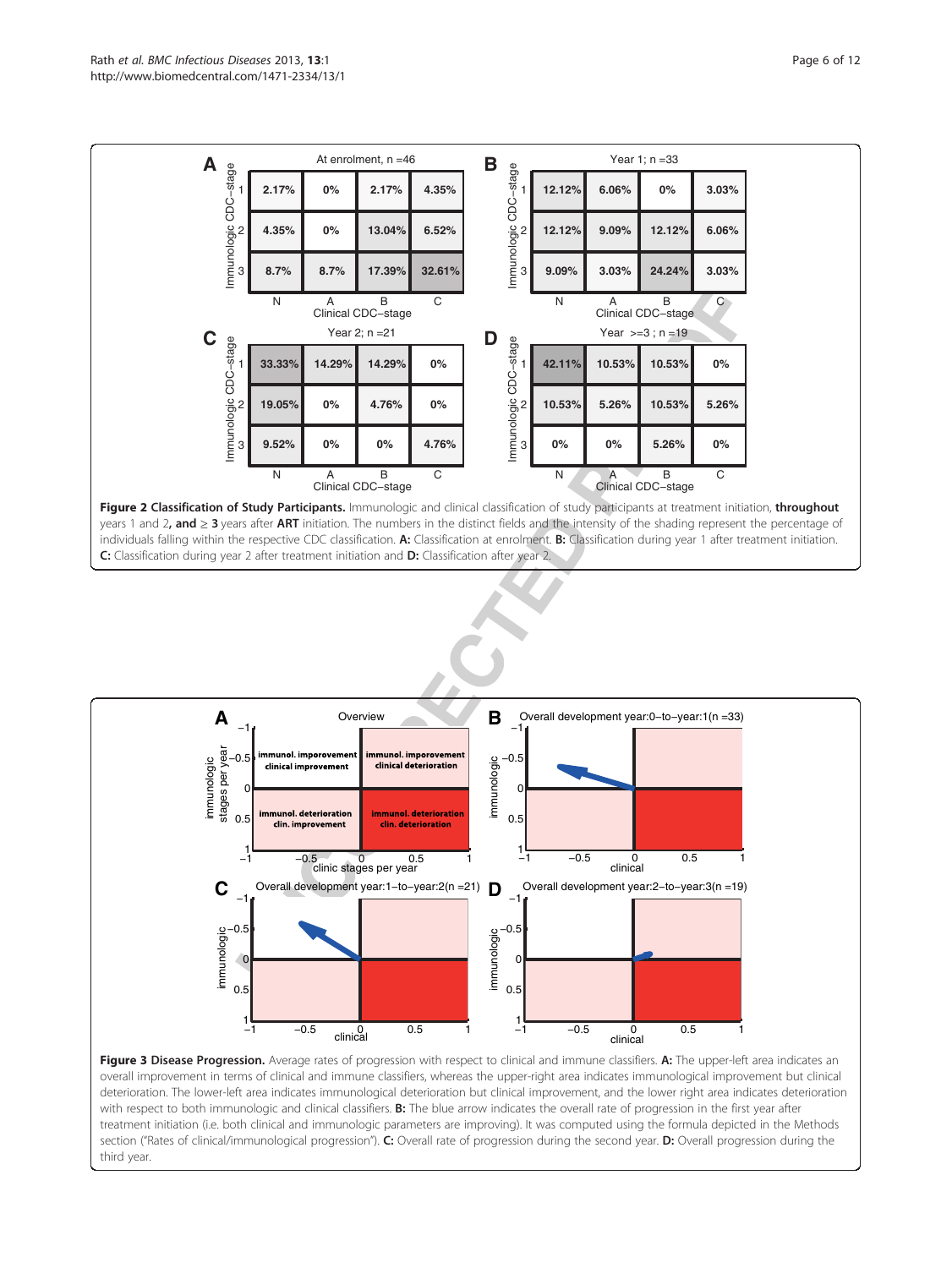**Figure 2 Classification of Study Participants.** Immunologic and clinical classification of study participants at treatment initiation, **throughout** years 1 and 2**, and** ≥ **3** years after **ART** initiation. The numbers in the distinct fields and the intensity of the shading represent the percentage of individuals falling within the respective CDC classification. **A:** Classification at enrolment. **B:** Classification during year 1 after treatment initiation. **C:** Classification during year 2 after treatment initiation and **D:** Classification after year 2.

**Figure 3 Disease Progression.** Average rates of progression with respect to clinical and immune classifiers. **A:** The upper-left area indicates an overall improvement in terms of clinical and immune classifiers, whereas the upper-right area indicates immunological improvement but clinical deterioration. The lower-left area indicates immunological deterioration but clinical improvement, and the lower right area indicates deterioration with respect to both immunologic and clinical classifiers. **B:** The blue arrow indicates the overall rate of progression in the first year after treatment initiation (i.e. both clinical and immunologic parameters are improving). It was computed using the formula depicted in the Methods section ("Rates of clinical/immunological progression"). **C:** Overall rate of progression during the second year. **D:** Overall progression during the third year.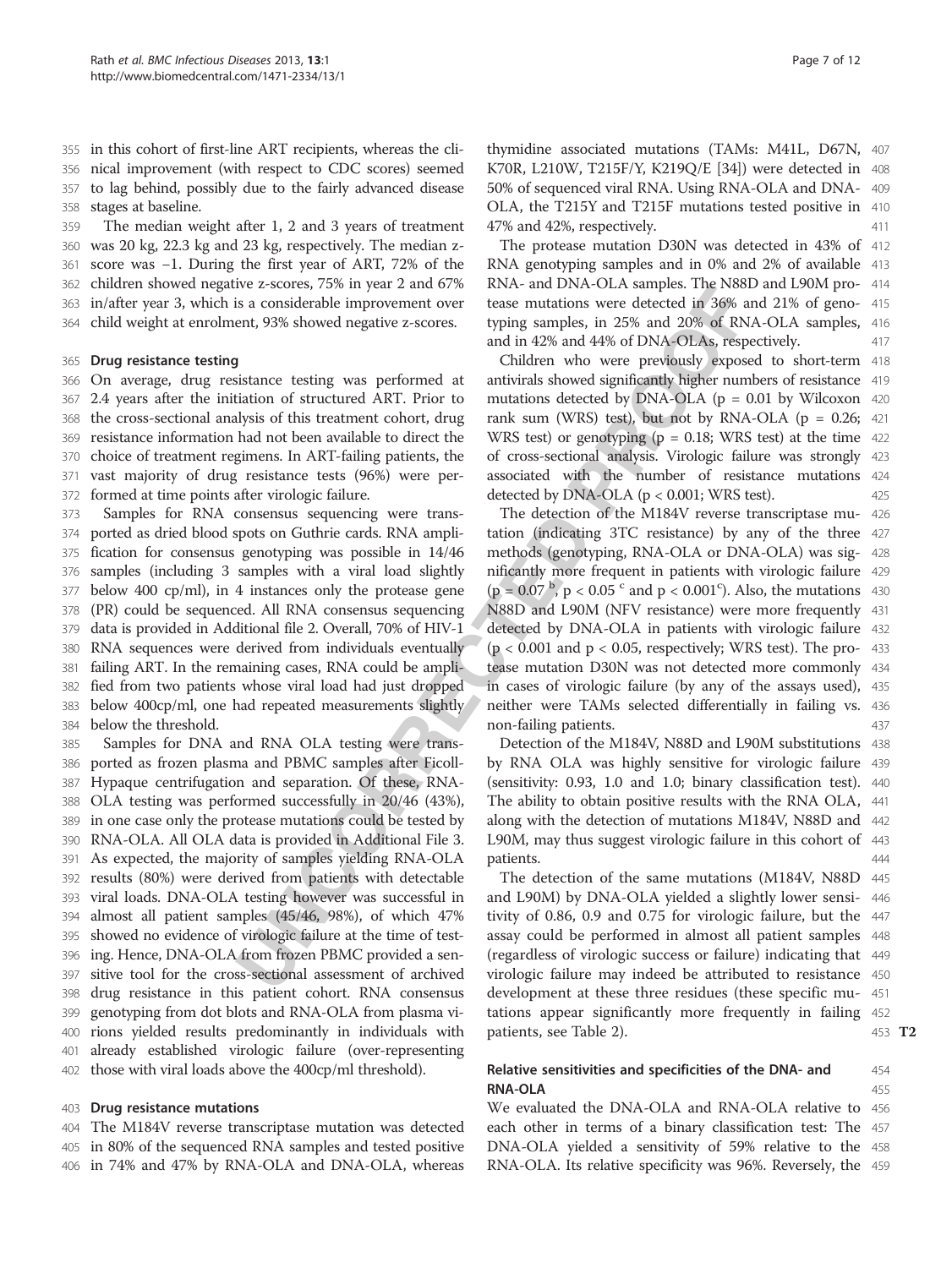in this cohort of first-line ART recipients, whereas the clinical improvement (with respect to CDC scores) seemed to lag behind, possibly due to the fairly advanced disease stages at baseline.

The median weight after 1, 2 and 3 years of treatment was 20 kg, 22.3 kg and 23 kg, respectively. The median z-score was −1. During the first year of ART, 72% of the children showed negative z-scores, 75% in year 2 and 67% in/after year 3, which is a considerable improvement over child weight at enrolment, 93% showed negative z-scores.

### Drug resistance testing

On average, drug resistance testing was performed at 2.4 years after the initiation of structured ART. Prior to the cross-sectional analysis of this treatment cohort, drug resistance information had not been available to direct the choice of treatment regimens. In ART-failing patients, the vast majority of drug resistance tests (96%) were performed at time points after virologic failure.

Samples for RNA consensus sequencing were transported as dried blood spots on Guthrie cards. RNA amplification for consensus genotyping was possible in 14/46 samples (including 3 samples with a viral load slightly below 400 cp/ml), in 4 instances only the protease gene (PR) could be sequenced. All RNA consensus sequencing data is provided in Additional file 2. Overall, 70% of HIV-1 RNA sequences were derived from individuals eventually failing ART. In the remaining cases, RNA could be amplified from two patients whose viral load had just dropped below 400cp/ml, one had repeated measurements slightly below the threshold.

Samples for DNA and RNA OLA testing were transported as frozen plasma and PBMC samples after Ficoll-Hypaque centrifugation and separation. Of these, RNA-OLA testing was performed successfully in 20/46 (43%), in one case only the protease mutations could be tested by RNA-OLA. All OLA data is provided in Additional File 3. As expected, the majority of samples yielding RNA-OLA results (80%) were derived from patients with detectable viral loads. DNA-OLA testing however was successful in almost all patient samples (45/46, 98%), of which 47% showed no evidence of virologic failure at the time of testing. Hence, DNA-OLA from frozen PBMC provided a sensitive tool for the cross-sectional assessment of archived drug resistance in this patient cohort. RNA consensus genotyping from dot blots and RNA-OLA from plasma virions yielded results predominantly in individuals with already established virologic failure (over-representing those with viral loads above the 400cp/ml threshold).

### Drug resistance mutations

The M184V reverse transcriptase mutation was detected in 80% of the sequenced RNA samples and tested positive in 74% and 47% by RNA-OLA and DNA-OLA, whereas thymidine associated mutations (TAMs: M41L, D67N, K70R, L210W, T215F/Y, K219Q/E [34]) were detected in 50% of sequenced viral RNA. Using RNA-OLA and DNA-OLA, the T215Y and T215F mutations tested positive in 47% and 42%, respectively.

The protease mutation D30N was detected in 43% of RNA genotyping samples and in 0% and 2% of available RNA- and DNA-OLA samples. The N88D and L90M protease mutations were detected in 36% and 21% of genotyping samples, in 25% and 20% of RNA-OLA samples, and in 42% and 44% of DNA-OLAs, respectively.

Children who were previously exposed to short-term antivirals showed significantly higher numbers of resistance mutations detected by DNA-OLA ($p = 0.01$ by Wilcoxon rank sum (WRS) test), but not by RNA-OLA ($p = 0.26$; WRS test) or genotyping ($p = 0.18$; WRS test) at the time of cross-sectional analysis. Virologic failure was strongly associated with the number of resistance mutations detected by DNA-OLA ($p < 0.001$; WRS test).

The detection of the M184V reverse transcriptase mutation (indicating 3TC resistance) by any of the three methods (genotyping, RNA-OLA or DNA-OLA) was significantly more frequent in patients with virologic failure ($p = 0.07$ [b], $p < 0.05$ [c] and $p < 0.001$[c]). Also, the mutations N88D and L90M (NFV resistance) were more frequently detected by DNA-OLA in patients with virologic failure ($p < 0.001$ and $p < 0.05$, respectively; WRS test). The protease mutation D30N was not detected more commonly in cases of virologic failure (by any of the assays used), neither were TAMs selected differentially in failing vs. non-failing patients.

Detection of the M184V, N88D and L90M substitutions by RNA OLA was highly sensitive for virologic failure (sensitivity: 0.93, 1.0 and 1.0; binary classification test). The ability to obtain positive results with the RNA OLA, along with the detection of mutations M184V, N88D and L90M, may thus suggest virologic failure in this cohort of patients.

The detection of the same mutations (M184V, N88D and L90M) by DNA-OLA yielded a slightly lower sensitivity of 0.86, 0.9 and 0.75 for virologic failure, but the assay could be performed in almost all patient samples (regardless of virologic success or failure) indicating that virologic failure may indeed be attributed to resistance development at these three residues (these specific mutations appear significantly more frequently in failing patients, see Table 2).

### Relative sensitivities and specificities of the DNA- and RNA-OLA

We evaluated the DNA-OLA and RNA-OLA relative to each other in terms of a binary classification test: The DNA-OLA yielded a sensitivity of 59% relative to the RNA-OLA. Its relative specificity was 96%. Reversely, the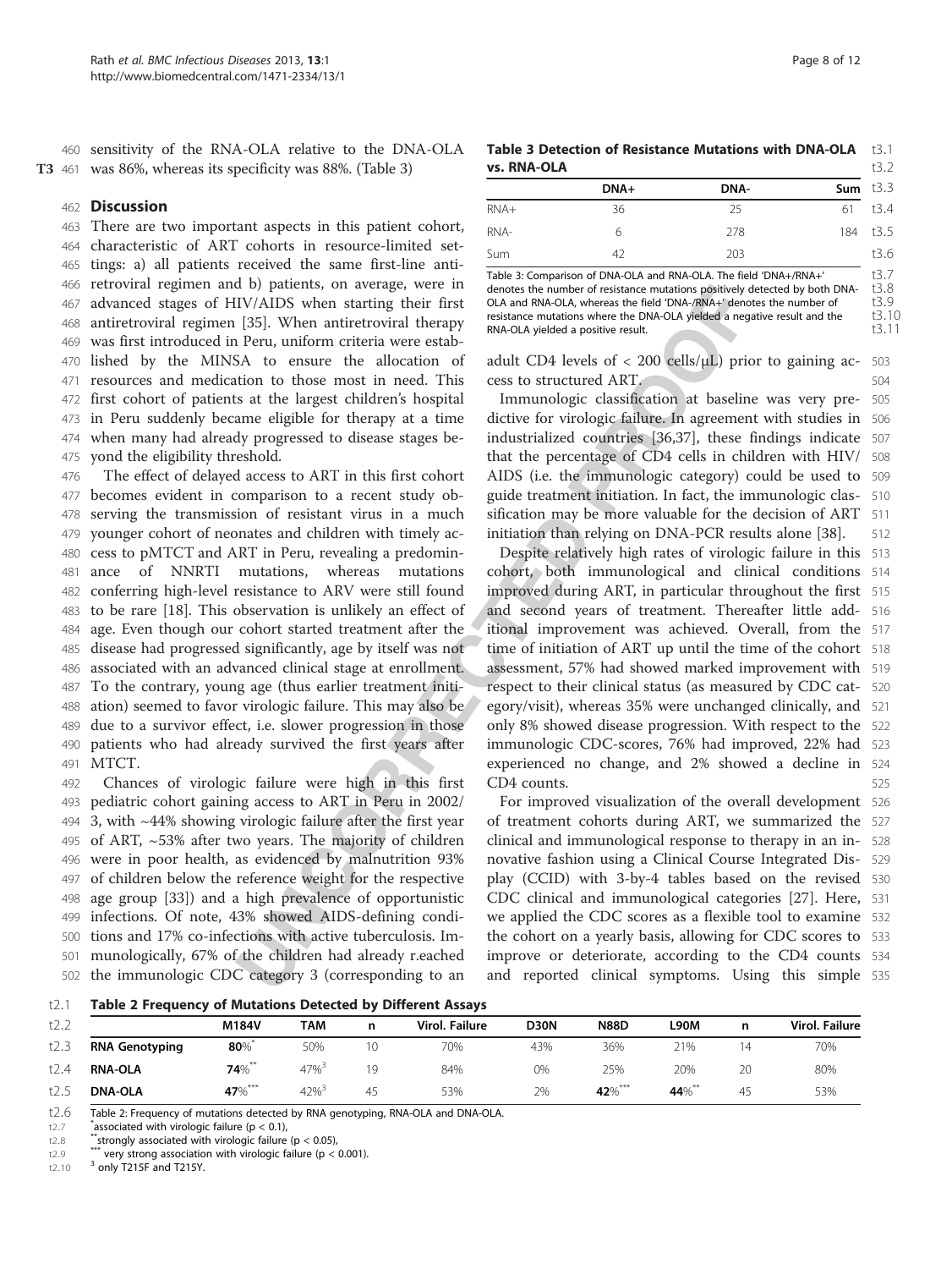sensitivity of the RNA-OLA relative to the DNA-OLA was 86%, whereas its specificity was 88%. (Table 3)

## Discussion

There are two important aspects in this patient cohort, characteristic of ART cohorts in resource-limited settings: a) all patients received the same first-line antiretroviral regimen and b) patients, on average, were in advanced stages of HIV/AIDS when starting their first antiretroviral regimen [35]. When antiretroviral therapy was first introduced in Peru, uniform criteria were established by the MINSA to ensure the allocation of resources and medication to those most in need. This first cohort of patients at the largest children's hospital in Peru suddenly became eligible for therapy at a time when many had already progressed to disease stages beyond the eligibility threshold.

The effect of delayed access to ART in this first cohort becomes evident in comparison to a recent study observing the transmission of resistant virus in a much younger cohort of neonates and children with timely access to pMTCT and ART in Peru, revealing a predominance of NNRTI mutations, whereas mutations conferring high-level resistance to ARV were still found to be rare [18]. This observation is unlikely an effect of age. Even though our cohort started treatment after the disease had progressed significantly, age by itself was not associated with an advanced clinical stage at enrollment. To the contrary, young age (thus earlier treatment initiation) seemed to favor virologic failure. This may also be due to a survivor effect, i.e. slower progression in those patients who had already survived the first years after MTCT.

Chances of virologic failure were high in this first pediatric cohort gaining access to ART in Peru in 2002/3, with ~44% showing virologic failure after the first year of ART, ~53% after two years. The majority of children were in poor health, as evidenced by malnutrition 93% of children below the reference weight for the respective age group [33]) and a high prevalence of opportunistic infections. Of note, 43% showed AIDS-defining conditions and 17% co-infections with active tuberculosis. Immunologically, 67% of the children had already r.eached the immunologic CDC category 3 (corresponding to an adult CD4 levels of < 200 cells/μL) prior to gaining access to structured ART.

Immunologic classification at baseline was very predictive for virologic failure. In agreement with studies in industrialized countries [36,37], these findings indicate that the percentage of CD4 cells in children with HIV/AIDS (i.e. the immunologic category) could be used to guide treatment initiation. In fact, the immunologic classification may be more valuable for the decision of ART initiation than relying on DNA-PCR results alone [38].

Despite relatively high rates of virologic failure in this cohort, both immunological and clinical conditions improved during ART, in particular throughout the first and second years of treatment. Thereafter little additional improvement was achieved. Overall, from the time of initiation of ART up until the time of the cohort assessment, 57% had showed marked improvement with respect to their clinical status (as measured by CDC category/visit), whereas 35% were unchanged clinically, and only 8% showed disease progression. With respect to the immunologic CDC-scores, 76% had improved, 22% had experienced no change, and 2% showed a decline in CD4 counts.

For improved visualization of the overall development of treatment cohorts during ART, we summarized the clinical and immunological response to therapy in an innovative fashion using a Clinical Course Integrated Display (CCID) with 3-by-4 tables based on the revised CDC clinical and immunological categories [27]. Here, we applied the CDC scores as a flexible tool to examine the cohort on a yearly basis, allowing for CDC scores to improve or deteriorate, according to the CD4 counts and reported clinical symptoms. Using this simple

**Table 3 Detection of Resistance Mutations with DNA-OLA vs. RNA-OLA**

| | DNA+ | DNA- | Sum |
|---|---|---|---|
| RNA+ | 36 | 25 | 61 |
| RNA- | 6 | 278 | 184 |
| Sum | 42 | 203 | |

Table 3: Comparison of DNA-OLA and RNA-OLA. The field 'DNA+/RNA+' denotes the number of resistance mutations positively detected by both DNA-OLA and RNA-OLA, whereas the field 'DNA-/RNA+' denotes the number of resistance mutations where the DNA-OLA yielded a negative result and the RNA-OLA yielded a positive result.

**Table 2 Frequency of Mutations Detected by Different Assays**

| | M184V | TAM | n | Virol. Failure | D30N | N88D | L90M | n | Virol. Failure |
|---|---|---|---|---|---|---|---|---|---|
| **RNA Genotyping** | **80**%[*] | 50% | 10 | 70% | 43% | 36% | 21% | 14 | 70% |
| **RNA-OLA** | **74**%[**] | 47%[3] | 19 | 84% | 0% | 25% | 20% | 20 | 80% |
| **DNA-OLA** | **47**%[***] | 42%[3] | 45 | 53% | 2% | **42**%[***] | **44**%[**] | 45 | 53% |

Table 2: Frequency of mutations detected by RNA genotyping, RNA-OLA and DNA-OLA.
[*]associated with virologic failure ($p < 0.1$),
[**]strongly associated with virologic failure ($p < 0.05$),
[***] very strong association with virologic failure ($p < 0.001$).
[3] only T215F and T215Y.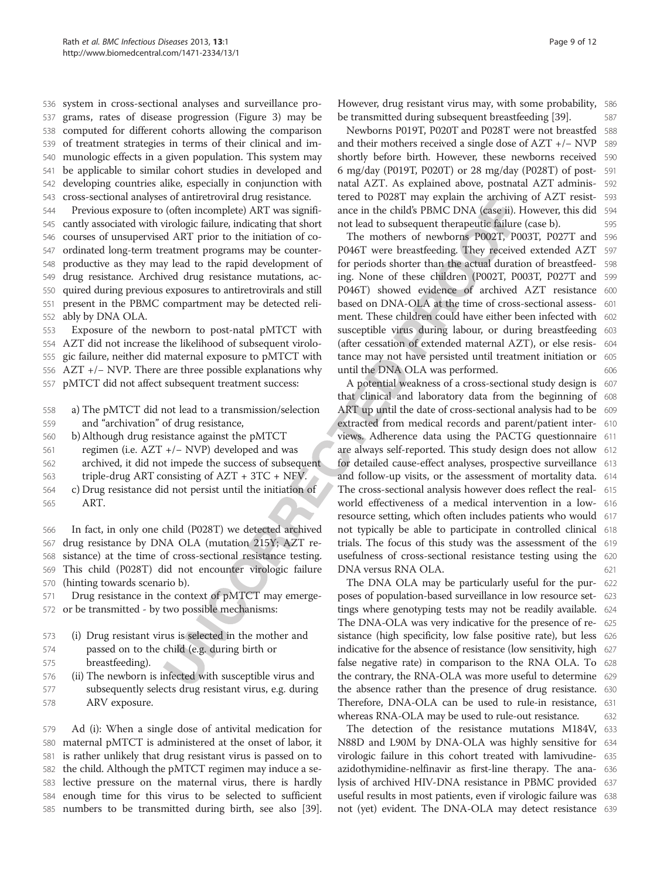system in cross-sectional analyses and surveillance programs, rates of disease progression (Figure 3) may be computed for different cohorts allowing the comparison of treatment strategies in terms of their clinical and immunologic effects in a given population. This system may be applicable to similar cohort studies in developed and developing countries alike, especially in conjunction with cross-sectional analyses of antiretroviral drug resistance.

Previous exposure to (often incomplete) ART was significantly associated with virologic failure, indicating that short courses of unsupervised ART prior to the initiation of coordinated long-term treatment programs may be counterproductive as they may lead to the rapid development of drug resistance. Archived drug resistance mutations, acquired during previous exposures to antiretrovirals and still present in the PBMC compartment may be detected reliably by DNA OLA.

Exposure of the newborn to post-natal pMTCT with AZT did not increase the likelihood of subsequent virologic failure, neither did maternal exposure to pMTCT with AZT +/− NVP. There are three possible explanations why pMTCT did not affect subsequent treatment success:

a) The pMTCT did not lead to a transmission/selection and "archivation" of drug resistance,
b) Although drug resistance against the pMTCT regimen (i.e. AZT +/− NVP) developed and was archived, it did not impede the success of subsequent triple-drug ART consisting of AZT + 3TC + NFV.
c) Drug resistance did not persist until the initiation of ART.

In fact, in only one child (P028T) we detected archived drug resistance by DNA OLA (mutation 215Y; AZT resistance) at the time of cross-sectional resistance testing. This child (P028T) did not encounter virologic failure (hinting towards scenario b).

Drug resistance in the context of pMTCT may emerge- or be transmitted - by two possible mechanisms:

(i) Drug resistant virus is selected in the mother and passed on to the child (e.g. during birth or breastfeeding).
(ii) The newborn is infected with susceptible virus and subsequently selects drug resistant virus, e.g. during ARV exposure.

Ad (i): When a single dose of antivital medication for maternal pMTCT is administered at the onset of labor, it is rather unlikely that drug resistant virus is passed on to the child. Although the pMTCT regimen may induce a selective pressure on the maternal virus, there is hardly enough time for this virus to be selected to sufficient numbers to be transmitted during birth, see also [39]. However, drug resistant virus may, with some probability, be transmitted during subsequent breastfeeding [39].

Newborns P019T, P020T and P028T were not breastfed and their mothers received a single dose of AZT +/− NVP shortly before birth. However, these newborns received 6 mg/day (P019T, P020T) or 28 mg/day (P028T) of postnatal AZT. As explained above, postnatal AZT administered to P028T may explain the archiving of AZT resistance in the child's PBMC DNA (case ii). However, this did not lead to subsequent therapeutic failure (case b).

The mothers of newborns P002T, P003T, P027T and P046T were breastfeeding. They received extended AZT for periods shorter than the actual duration of breastfeeding. None of these children (P002T, P003T, P027T and P046T) showed evidence of archived AZT resistance based on DNA-OLA at the time of cross-sectional assessment. These children could have either been infected with susceptible virus during labour, or during breastfeeding (after cessation of extended maternal AZT), or else resistance may not have persisted until treatment initiation or until the DNA OLA was performed.

A potential weakness of a cross-sectional study design is that clinical and laboratory data from the beginning of ART up until the date of cross-sectional analysis had to be extracted from medical records and parent/patient interviews. Adherence data using the PACTG questionnaire are always self-reported. This study design does not allow for detailed cause-effect analyses, prospective surveillance and follow-up visits, or the assessment of mortality data. The cross-sectional analysis however does reflect the real-world effectiveness of a medical intervention in a low-resource setting, which often includes patients who would not typically be able to participate in controlled clinical trials. The focus of this study was the assessment of the usefulness of cross-sectional resistance testing using the DNA versus RNA OLA.

The DNA OLA may be particularly useful for the purposes of population-based surveillance in low resource settings where genotyping tests may not be readily available. The DNA-OLA was very indicative for the presence of resistance (high specificity, low false positive rate), but less indicative for the absence of resistance (low sensitivity, high false negative rate) in comparison to the RNA OLA. To the contrary, the RNA-OLA was more useful to determine the absence rather than the presence of drug resistance. Therefore, DNA-OLA can be used to rule-in resistance, whereas RNA-OLA may be used to rule-out resistance.

The detection of the resistance mutations M184V, N88D and L90M by DNA-OLA was highly sensitive for virologic failure in this cohort treated with lamivudine-azidothymidine-nelfinavir as first-line therapy. The analysis of archived HIV-DNA resistance in PBMC provided useful results in most patients, even if virologic failure was not (yet) evident. The DNA-OLA may detect resistance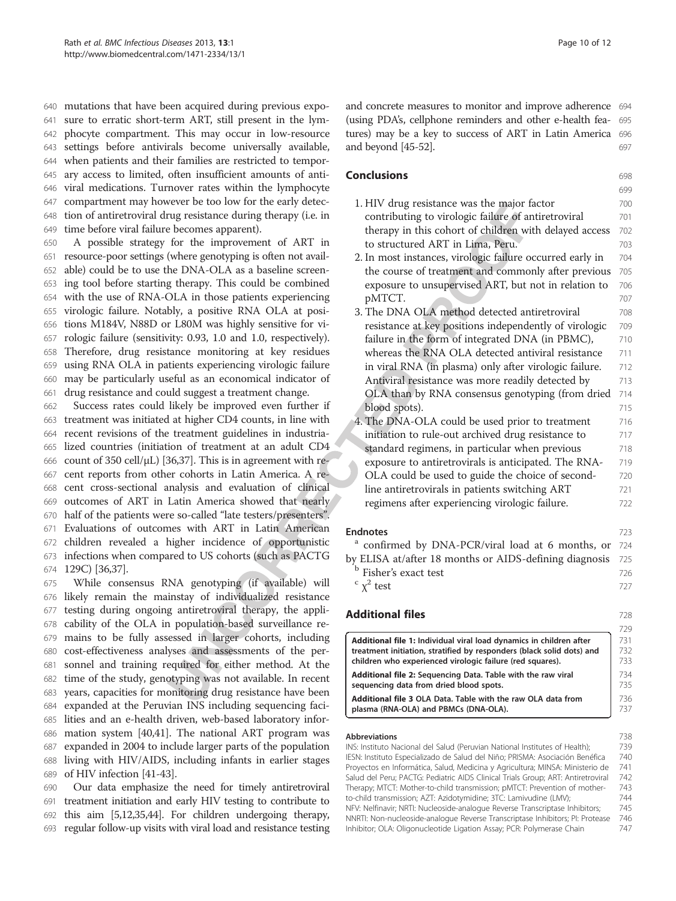mutations that have been acquired during previous exposure to erratic short-term ART, still present in the lymphocyte compartment. This may occur in low-resource settings before antivirals become universally available, when patients and their families are restricted to temporary access to limited, often insufficient amounts of antiviral medications. Turnover rates within the lymphocyte compartment may however be too low for the early detection of antiretroviral drug resistance during therapy (i.e. in time before viral failure becomes apparent).

A possible strategy for the improvement of ART in resource-poor settings (where genotyping is often not available) could be to use the DNA-OLA as a baseline screening tool before starting therapy. This could be combined with the use of RNA-OLA in those patients experiencing virologic failure. Notably, a positive RNA OLA at positions M184V, N88D or L80M was highly sensitive for virologic failure (sensitivity: 0.93, 1.0 and 1.0, respectively). Therefore, drug resistance monitoring at key residues using RNA OLA in patients experiencing virologic failure may be particularly useful as an economical indicator of drug resistance and could suggest a treatment change.

Success rates could likely be improved even further if treatment was initiated at higher CD4 counts, in line with recent revisions of the treatment guidelines in industrialized countries (initiation of treatment at an adult CD4 count of 350 cell/μL) [36,37]. This is in agreement with recent reports from other cohorts in Latin America. A recent cross-sectional analysis and evaluation of clinical outcomes of ART in Latin America showed that nearly half of the patients were so-called "late testers/presenters". Evaluations of outcomes with ART in Latin American children revealed a higher incidence of opportunistic infections when compared to US cohorts (such as PACTG 129C) [36,37].

While consensus RNA genotyping (if available) will likely remain the mainstay of individualized resistance testing during ongoing antiretroviral therapy, the applicability of the OLA in population-based surveillance remains to be fully assessed in larger cohorts, including cost-effectiveness analyses and assessments of the personnel and training required for either method. At the time of the study, genotyping was not available. In recent years, capacities for monitoring drug resistance have been expanded at the Peruvian INS including sequencing facilities and an e-health driven, web-based laboratory information system [40,41]. The national ART program was expanded in 2004 to include larger parts of the population living with HIV/AIDS, including infants in earlier stages of HIV infection [41-43].

Our data emphasize the need for timely antiretroviral treatment initiation and early HIV testing to contribute to this aim [5,12,35,44]. For children undergoing therapy, regular follow-up visits with viral load and resistance testing and concrete measures to monitor and improve adherence (using PDA's, cellphone reminders and other e-health features) may be a key to success of ART in Latin America and beyond [45-52].

## Conclusions

1. HIV drug resistance was the major factor contributing to virologic failure of antiretroviral therapy in this cohort of children with delayed access to structured ART in Lima, Peru.
2. In most instances, virologic failure occurred early in the course of treatment and commonly after previous exposure to unsupervised ART, but not in relation to pMTCT.
3. The DNA OLA method detected antiretroviral resistance at key positions independently of virologic failure in the form of integrated DNA (in PBMC), whereas the RNA OLA detected antiviral resistance in viral RNA (in plasma) only after virologic failure. Antiviral resistance was more readily detected by OLA than by RNA consensus genotyping (from dried blood spots).
4. The DNA-OLA could be used prior to treatment initiation to rule-out archived drug resistance to standard regimens, in particular when previous exposure to antiretrovirals is anticipated. The RNA-OLA could be used to guide the choice of second-line antiretrovirals in patients switching ART regimens after experiencing virologic failure.

## Endnotes

[a] confirmed by DNA-PCR/viral load at 6 months, or by ELISA at/after 18 months or AIDS-defining diagnosis
[b] Fisher's exact test
[c] $\chi^2$ test

## Additional files

**Additional file 1:** Individual viral load dynamics in children after treatment initiation, stratified by responders (black solid dots) and children who experienced virologic failure (red squares).

**Additional file 2:** Sequencing Data. Table with the raw viral sequencing data from dried blood spots.

**Additional file 3** OLA Data. Table with the raw OLA data from plasma (RNA-OLA) and PBMCs (DNA-OLA).

### Abbreviations

INS: Instituto Nacional del Salud (Peruvian National Institutes of Health); IESN: Instituto Especializado de Salud del Niño; PRISMA: Asociación Benéfica Proyectos en Informática, Salud, Medicina y Agricultura; MINSA: Ministerio de Salud del Peru; PACTG: Pediatric AIDS Clinical Trials Group; ART: Antiretroviral Therapy; MTCT: Mother-to-child transmission; pMTCT: Prevention of mother-to-child transmission; AZT: Azidotymidine; 3TC: Lamivudine (LMV); NFV: Nelfinavir; NRTI: Nucleoside-analogue Reverse Transcriptase Inhibitors; NNRTI: Non-nucleoside-analogue Reverse Transcriptase Inhibitors; PI: Protease Inhibitor; OLA: Oligonucleotide Ligation Assay; PCR: Polymerase Chain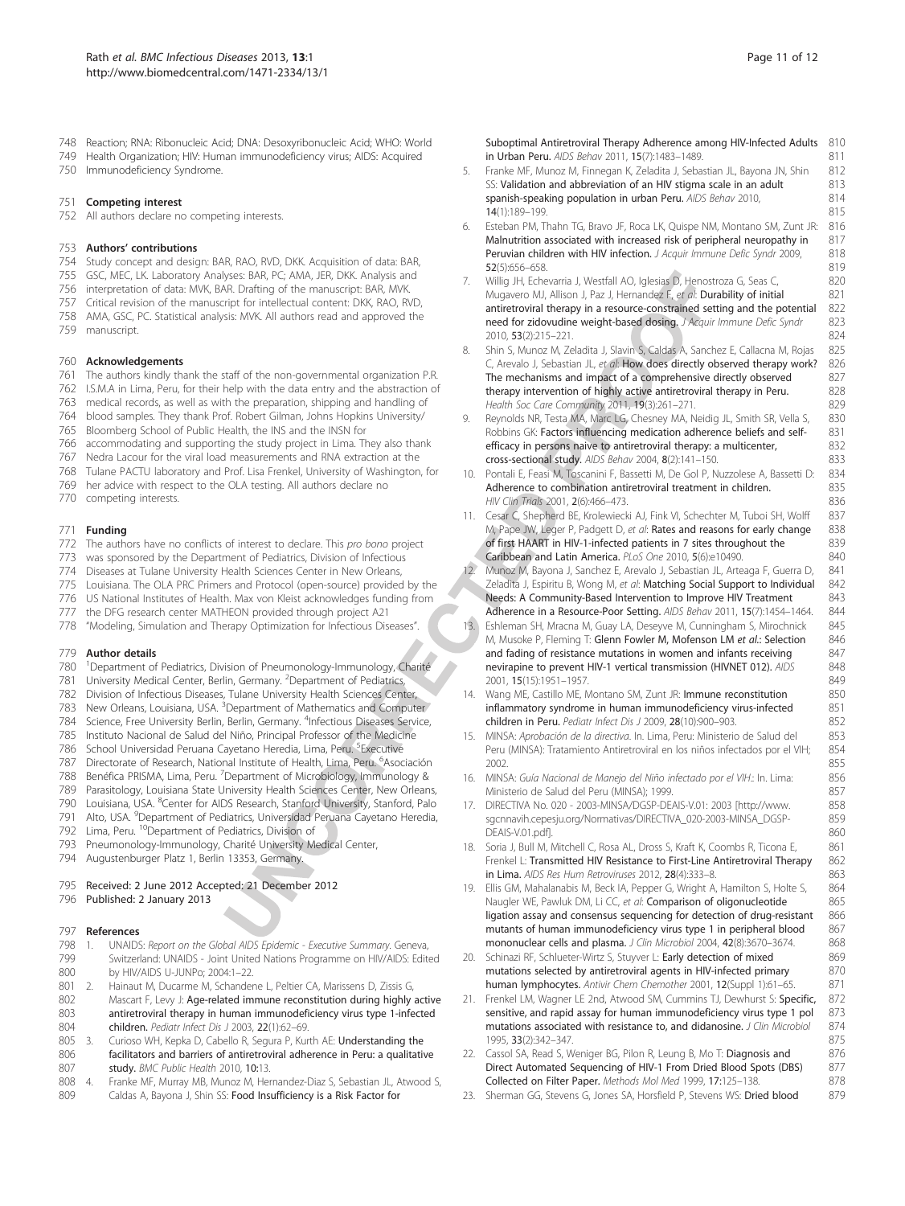Reaction; RNA: Ribonucleic Acid; DNA: Desoxyribonucleic Acid; WHO: World Health Organization; HIV: Human immunodeficiency virus; AIDS: Acquired Immunodeficiency Syndrome.

### Competing interest

All authors declare no competing interests.

### Authors' contributions

Study concept and design: BAR, RAO, RVD, DKK. Acquisition of data: BAR, GSC, MEC, LK. Laboratory Analyses: BAR, RAO, PC; AMA, JER, DKK. Analysis and interpretation of data: MVK, BAR. Drafting of the manuscript: BAR, MVK. Critical revision of the manuscript for intellectual content: DKK, RAO, RVD, AMA, GSC, PC. Statistical analysis: MVK. All authors read and approved the manuscript.

### Acknowledgements

The authors kindly thank the staff of the non-governmental organization P.R. I.S.M.A in Lima, Peru, for their help with the data entry and the abstraction of medical records, as well as with the preparation, shipping and handling of blood samples. They thank Prof. Robert Gilman, Johns Hopkins University/ Bloomberg School of Public Health, the INS and the INSN for accommodating and supporting the study project in Lima. They also thank Nedra Lacour for the viral load measurements and RNA extraction at the Tulane PACTU laboratory and Prof. Lisa Frenkel, University of Washington, for her advice with respect to the OLA testing. All authors declare no competing interests.

### Funding

The authors have no conflicts of interest to declare. This *pro bono* project was sponsored by the Department of Pediatrics, Division of Infectious Diseases at Tulane University Health Sciences Center in New Orleans, Louisiana. The OLA PRC Primers and Protocol (open-source) provided by the US National Institutes of Health. Max von Kleist acknowledges funding from the DFG research center MATHEON provided through project A21 "Modeling, Simulation and Therapy Optimization for Infectious Diseases".

### Author details

[1]Department of Pediatrics, Division of Pneumonology-Immunology, Charité University Medical Center, Berlin, Germany. [2]Department of Pediatrics, Division of Infectious Diseases, Tulane University Health Sciences Center, New Orleans, Louisiana, USA. [3]Department of Mathematics and Computer Science, Free University Berlin, Berlin, Germany. [4]Infectious Diseases Service, Instituto Nacional de Salud del Niño, Principal Professor of the Medicine School Universidad Peruana Cayetano Heredia, Lima, Peru. [5]Executive Directorate of Research, National Institute of Health, Lima, Peru. [6]Asociación Benéfica PRISMA, Lima, Peru. [7]Department of Microbiology, Immunology & Parasitology, Louisiana State University Health Sciences Center, New Orleans, Louisiana, USA. [8]Center for AIDS Research, Stanford University, Stanford, Palo Alto, USA. [9]Department of Pediatrics, Universidad Peruana Cayetano Heredia, Lima, Peru. [10]Department of Pediatrics, Division of Pneumonology-Immunology, Charité University Medical Center, Augustenburger Platz 1, Berlin 13353, Germany.

Received: 2 June 2012 Accepted: 21 December 2012
Published: 2 January 2013

### References

1. UNAIDS: *Report on the Global AIDS Epidemic - Executive Summary*. Geneva, Switzerland: UNAIDS - Joint United Nations Programme on HIV/AIDS: Edited by HIV/AIDS U-JUNPo; 2004:1–22.
2. Hainaut M, Ducarme M, Schandene L, Peltier CA, Marissens D, Zissis G, Mascart F, Levy J: **Age-related immune reconstitution during highly active antiretroviral therapy in human immunodeficiency virus type 1-infected children.** *Pediatr Infect Dis J* 2003, **22**(1):62–69.
3. Curioso WH, Kepka D, Cabello R, Segura P, Kurth AE: **Understanding the facilitators and barriers of antiretroviral adherence in Peru: a qualitative study.** *BMC Public Health* 2010, **10:**13.
4. Franke MF, Murray MB, Munoz M, Hernandez-Diaz S, Sebastian JL, Atwood S, Caldas A, Bayona J, Shin SS: **Food Insufficiency is a Risk Factor for Suboptimal Antiretroviral Therapy Adherence among HIV-Infected Adults in Urban Peru.** *AIDS Behav* 2011, **15**(7):1483–1489.
5. Franke MF, Munoz M, Finnegan K, Zeladita J, Sebastian JL, Bayona JN, Shin SS: **Validation and abbreviation of an HIV stigma scale in an adult spanish-speaking population in urban Peru.** *AIDS Behav* 2010, **14**(1):189–199.
6. Esteban PM, Thahn TG, Bravo JF, Roca LK, Quispe NM, Montano SM, Zunt JR: **Malnutrition associated with increased risk of peripheral neuropathy in Peruvian children with HIV infection.** *J Acquir Immune Defic Syndr* 2009, **52**(5):656–658.
7. Willig JH, Echevarria J, Westfall AO, Iglesias D, Henostroza G, Seas C, Mugavero MJ, Allison J, Paz J, Hernandez F, *et al*: **Durability of initial antiretroviral therapy in a resource-constrained setting and the potential need for zidovudine weight-based dosing.** *J Acquir Immune Defic Syndr* 2010, **53**(2):215–221.
8. Shin S, Munoz M, Zeladita J, Slavin S, Caldas A, Sanchez E, Callacna M, Rojas C, Arevalo J, Sebastian JL, *et al*: **How does directly observed therapy work? The mechanisms and impact of a comprehensive directly observed therapy intervention of highly active antiretroviral therapy in Peru.** *Health Soc Care Community* 2011, **19**(3):261–271.
9. Reynolds NR, Testa MA, Marc LG, Chesney MA, Neidig JL, Smith SR, Vella S, Robbins GK: **Factors influencing medication adherence beliefs and self-efficacy in persons naive to antiretroviral therapy: a multicenter, cross-sectional study.** *AIDS Behav* 2004, **8**(2):141–150.
10. Pontali E, Feasi M, Toscanini F, Bassetti M, De Gol P, Nuzzolese A, Bassetti D: **Adherence to combination antiretroviral treatment in children.** *HIV Clin Trials* 2001, **2**(6):466–473.
11. Cesar C, Shepherd BE, Krolewiecki AJ, Fink VI, Schechter M, Tuboi SH, Wolff M, Pape JW, Leger P, Padgett D, *et al*: **Rates and reasons for early change of first HAART in HIV-1-infected patients in 7 sites throughout the Caribbean and Latin America.** *PLoS One* 2010, **5**(6):e10490.
12. Munoz M, Bayona J, Sanchez E, Arevalo J, Sebastian JL, Arteaga F, Guerra D, Zeladita J, Espiritu B, Wong M, *et al*: **Matching Social Support to Individual Needs: A Community-Based Intervention to Improve HIV Treatment Adherence in a Resource-Poor Setting.** *AIDS Behav* 2011, **15**(7):1454–1464.
13. Eshleman SH, Mracna M, Guay LA, Deseyve M, Cunningham S, Mirochnick M, Musoke P, Fleming T: **Glenn Fowler M, Mofenson LM *et al*.: Selection and fading of resistance mutations in women and infants receiving nevirapine to prevent HIV-1 vertical transmission (HIVNET 012).** *AIDS* 2001, **15**(15):1951–1957.
14. Wang ME, Castillo ME, Montano SM, Zunt JR: **Immune reconstitution inflammatory syndrome in human immunodeficiency virus-infected children in Peru.** *Pediatr Infect Dis J* 2009, **28**(10):900–903.
15. MINSA: *Aprobación de la directiva*. In. Lima, Peru: Ministerio de Salud del Peru (MINSA): Tratamiento Antiretroviral en los niños infectados por el VIH; 2002.
16. MINSA: *Guía Nacional de Manejo del Niño infectado por el VIH*.: In. Lima: Ministerio de Salud del Peru (MINSA); 1999.
17. DIRECTIVA No. 020 - 2003-MINSA/DGSP-DEAIS-V.01: 2003 [http://www.sgcnnavih.cepesju.org/Normativas/DIRECTIVA_020-2003-MINSA_DGSP-DEAIS-V.01.pdf].
18. Soria J, Bull M, Mitchell C, Rosa AL, Dross S, Kraft K, Coombs R, Ticona E, Frenkel L: **Transmitted HIV Resistance to First-Line Antiretroviral Therapy in Lima.** *AIDS Res Hum Retroviruses* 2012, **28**(4):333–8.
19. Ellis GM, Mahalanabis M, Beck IA, Pepper G, Wright A, Hamilton S, Holte S, Naugler WE, Pawluk DM, Li CC, *et al*: **Comparison of oligonucleotide ligation assay and consensus sequencing for detection of drug-resistant mutants of human immunodeficiency virus type 1 in peripheral blood mononuclear cells and plasma.** *J Clin Microbiol* 2004, **42**(8):3670–3674.
20. Schinazi RF, Schlueter-Wirtz S, Stuyver L: **Early detection of mixed mutations selected by antiretroviral agents in HIV-infected primary human lymphocytes.** *Antivir Chem Chemother* 2001, **12**(Suppl 1):61–65.
21. Frenkel LM, Wagner LE 2nd, Atwood SM, Cummins TJ, Dewhurst S: **Specific, sensitive, and rapid assay for human immunodeficiency virus type 1 pol mutations associated with resistance to, and didanosine.** *J Clin Microbiol* 1995, **33**(2):342–347.
22. Cassol SA, Read S, Weniger BG, Pilon R, Leung B, Mo T: **Diagnosis and Direct Automated Sequencing of HIV-1 From Dried Blood Spots (DBS) Collected on Filter Paper.** *Methods Mol Med* 1999, **17:**125–138.
23. Sherman GG, Stevens G, Jones SA, Horsfield P, Stevens WS: **Dried blood**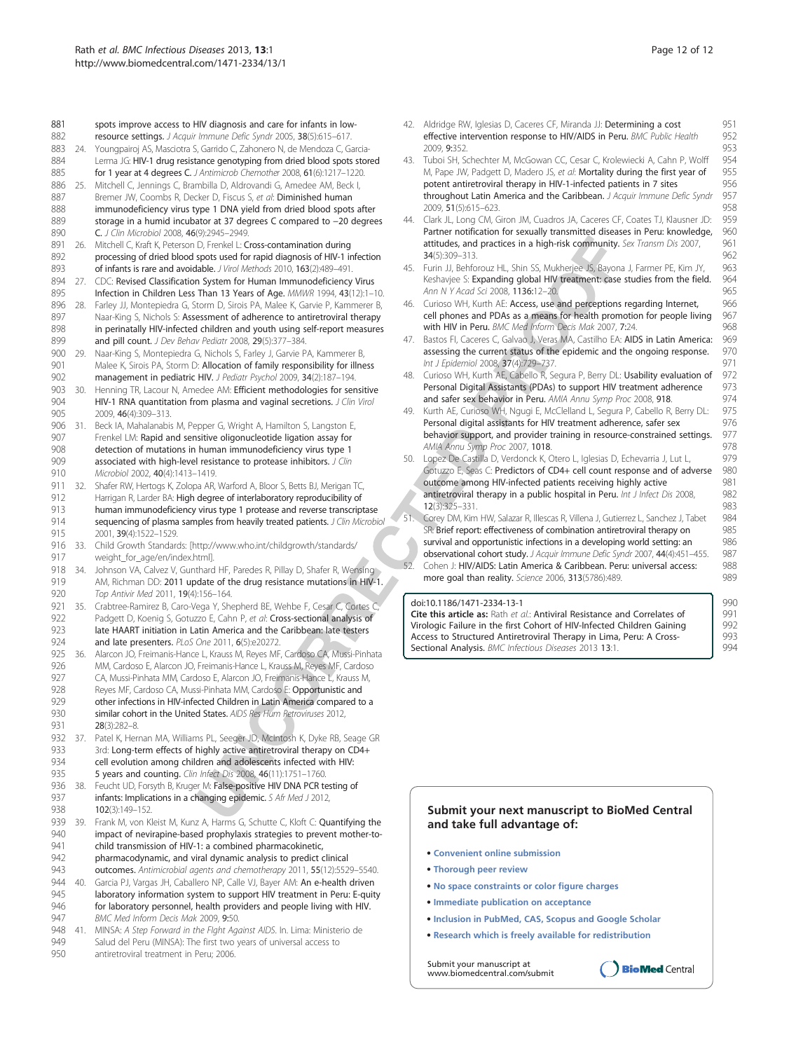spots improve access to HIV diagnosis and care for infants in low-resource settings. *J Acquir Immune Defic Syndr* 2005, **38**(5):615–617.

24. Youngpairoj AS, Masciotra S, Garrido C, Zahonero N, de Mendoza C, Garcia-Lerma JG: **HIV-1 drug resistance genotyping from dried blood spots stored for 1 year at 4 degrees C.** *J Antimicrob Chemother* 2008, **61**(6):1217–1220.
25. Mitchell C, Jennings C, Brambilla D, Aldrovandi G, Amedee AM, Beck I, Bremer JW, Coombs R, Decker D, Fiscus S, *et al*: **Diminished human immunodeficiency virus type 1 DNA yield from dried blood spots after storage in a humid incubator at 37 degrees C compared to −20 degrees C.** *J Clin Microbiol* 2008, **46**(9):2945–2949.
26. Mitchell C, Kraft K, Peterson D, Frenkel L: **Cross-contamination during processing of dried blood spots used for rapid diagnosis of HIV-1 infection of infants is rare and avoidable.** *J Virol Methods* 2010, **163**(2):489–491.
27. CDC: **Revised Classification System for Human Immunodeficiency Virus Infection in Children Less Than 13 Years of Age.** *MMWR* 1994, **43**(12):1–10.
28. Farley JJ, Montepiedra G, Storm D, Sirois PA, Malee K, Garvie P, Kammerer B, Naar-King S, Nichols S: **Assessment of adherence to antiretroviral therapy in perinatally HIV-infected children and youth using self-report measures and pill count.** *J Dev Behav Pediatr* 2008, **29**(5):377–384.
29. Naar-King S, Montepiedra G, Nichols S, Farley J, Garvie PA, Kammerer B, Malee K, Sirois PA, Storm D: **Allocation of family responsibility for illness management in pediatric HIV.** *J Pediatr Psychol* 2009, **34**(2):187–194.
30. Henning TR, Lacour N, Amedee AM: **Efficient methodologies for sensitive HIV-1 RNA quantitation from plasma and vaginal secretions.** *J Clin Virol* 2009, **46**(4):309–313.
31. Beck IA, Mahalanabis M, Pepper G, Wright A, Hamilton S, Langston E, Frenkel LM: **Rapid and sensitive oligonucleotide ligation assay for detection of mutations in human immunodeficiency virus type 1 associated with high-level resistance to protease inhibitors.** *J Clin Microbiol* 2002, **40**(4):1413–1419.
32. Shafer RW, Hertogs K, Zolopa AR, Warford A, Bloor S, Betts BJ, Merigan TC, Harrigan R, Larder BA: **High degree of interlaboratory reproducibility of human immunodeficiency virus type 1 protease and reverse transcriptase sequencing of plasma samples from heavily treated patients.** *J Clin Microbiol* 2001, **39**(4):1522–1529.
33. Child Growth Standards: [http://www.who.int/childgrowth/standards/weight_for_age/en/index.html].
34. Johnson VA, Calvez V, Gunthard HF, Paredes R, Pillay D, Shafer R, Wensing AM, Richman DD: **2011 update of the drug resistance mutations in HIV-1.** *Top Antivir Med* 2011, **19**(4):156–164.
35. Crabtree-Ramirez B, Caro-Vega Y, Shepherd BE, Wehbe F, Cesar C, Cortes C, Padgett D, Koenig S, Gotuzzo E, Cahn P, *et al*: **Cross-sectional analysis of late HAART initiation in Latin America and the Caribbean: late testers and late presenters.** *PLoS One* 2011, **6**(5):e20272.
36. Alarcon JO, Freimanis-Hance L, Krauss M, Reyes MF, Cardoso CA, Mussi-Pinhata MM, Cardoso E, Alarcon JO, Freimanis-Hance L, Krauss M, Reyes MF, Cardoso CA, Mussi-Pinhata MM, Cardoso E, Alarcon JO, Freimanis-Hance L, Krauss M, Reyes MF, Cardoso CA, Mussi-Pinhata MM, Cardoso E: **Opportunistic and other infections in HIV-infected Children in Latin America compared to a similar cohort in the United States.** *AIDS Res Hum Retroviruses* 2012, **28**(3):282–8.
37. Patel K, Hernan MA, Williams PL, Seeger JD, McIntosh K, Dyke RB, Seage GR 3rd: **Long-term effects of highly active antiretroviral therapy on CD4+ cell evolution among children and adolescents infected with HIV: 5 years and counting.** *Clin Infect Dis* 2008, **46**(11):1751–1760.
38. Feucht UD, Forsyth B, Kruger M: **False-positive HIV DNA PCR testing of infants: Implications in a changing epidemic.** *S Afr Med J* 2012, **102**(3):149–152.
39. Frank M, von Kleist M, Kunz A, Harms G, Schutte C, Kloft C: **Quantifying the impact of nevirapine-based prophylaxis strategies to prevent mother-to-child transmission of HIV-1: a combined pharmacokinetic, pharmacodynamic, and viral dynamic analysis to predict clinical outcomes.** *Antimicrobial agents and chemotherapy* 2011, **55**(12):5529–5540.
40. Garcia PJ, Vargas JH, Caballero NP, Calle VJ, Bayer AM: **An e-health driven laboratory information system to support HIV treatment in Peru: E-quity for laboratory personnel, health providers and people living with HIV.** *BMC Med Inform Decis Mak* 2009, **9**:50.
41. MINSA: *A Step Forward in the Fight Against AIDS*. In. Lima: Ministerio de Salud del Peru (MINSA): The first two years of universal access to antiretroviral treatment in Peru; 2006.
42. Aldridge RW, Iglesias D, Caceres CF, Miranda JJ: **Determining a cost effective intervention response to HIV/AIDS in Peru.** *BMC Public Health* 2009, **9**:352.
43. Tuboi SH, Schechter M, McGowan CC, Cesar C, Krolewiecki A, Cahn P, Wolff M, Pape JW, Padgett D, Madero JS, *et al*: **Mortality during the first year of potent antiretroviral therapy in HIV-1-infected patients in 7 sites throughout Latin America and the Caribbean.** *J Acquir Immune Defic Syndr* 2009, **51**(5):615–623.
44. Clark JL, Long CM, Giron JM, Cuadros JA, Caceres CF, Coates TJ, Klausner JD: **Partner notification for sexually transmitted diseases in Peru: knowledge, attitudes, and practices in a high-risk community.** *Sex Transm Dis* 2007, **34**(5):309–313.
45. Furin JJ, Behforouz HL, Shin SS, Mukherjee JS, Bayona J, Farmer PE, Kim JY, Keshavjee S: **Expanding global HIV treatment: case studies from the field.** *Ann N Y Acad Sci* 2008, **1136**:12–20.
46. Curioso WH, Kurth AE: **Access, use and perceptions regarding Internet, cell phones and PDAs as a means for health promotion for people living with HIV in Peru.** *BMC Med Inform Decis Mak* 2007, **7**:24.
47. Bastos FI, Caceres C, Galvao J, Veras MA, Castilho EA: **AIDS in Latin America: assessing the current status of the epidemic and the ongoing response.** *Int J Epidemiol* 2008, **37**(4):729–737.
48. Curioso WH, Kurth AE, Cabello R, Segura P, Berry DL: **Usability evaluation of Personal Digital Assistants (PDAs) to support HIV treatment adherence and safer sex behavior in Peru.** *AMIA Annu Symp Proc* 2008, **918**.
49. Kurth AE, Curioso WH, Ngugi E, McClelland L, Segura P, Cabello R, Berry DL: **Personal digital assistants for HIV treatment adherence, safer sex behavior support, and provider training in resource-constrained settings.** *AMIA Annu Symp Proc* 2007, **1018**.
50. Lopez De Castilla D, Verdonck K, Otero L, Iglesias D, Echevarria J, Lut L, Gotuzzo E, Seas C: **Predictors of CD4+ cell count response and of adverse outcome among HIV-infected patients receiving highly active antiretroviral therapy in a public hospital in Peru.** *Int J Infect Dis* 2008, **12**(3):325–331.
51. Corey DM, Kim HW, Salazar R, Illescas R, Villena J, Gutierrez L, Sanchez J, Tabet SR: **Brief report: effectiveness of combination antiretroviral therapy on survival and opportunistic infections in a developing world setting: an observational cohort study.** *J Acquir Immune Defic Syndr* 2007, **44**(4):451–455.
52. Cohen J: **HIV/AIDS: Latin America & Caribbean. Peru: universal access: more goal than reality.** *Science* 2006, **313**(5786):489.

doi:10.1186/1471-2334-13-1

**Cite this article as:** Rath *et al.*: Antiviral Resistance and Correlates of Virologic Failure in the first Cohort of HIV-Infected Children Gaining Access to Structured Antiretroviral Therapy in Lima, Peru: A Cross-Sectional Analysis. *BMC Infectious Diseases* 2013 **13**:1.

**Submit your next manuscript to BioMed Central and take full advantage of:**

- **Convenient online submission**
- **Thorough peer review**
- **No space constraints or color figure charges**
- **Immediate publication on acceptance**
- **Inclusion in PubMed, CAS, Scopus and Google Scholar**
- **Research which is freely available for redistribution**

Submit your manuscript at www.biomedcentral.com/submit